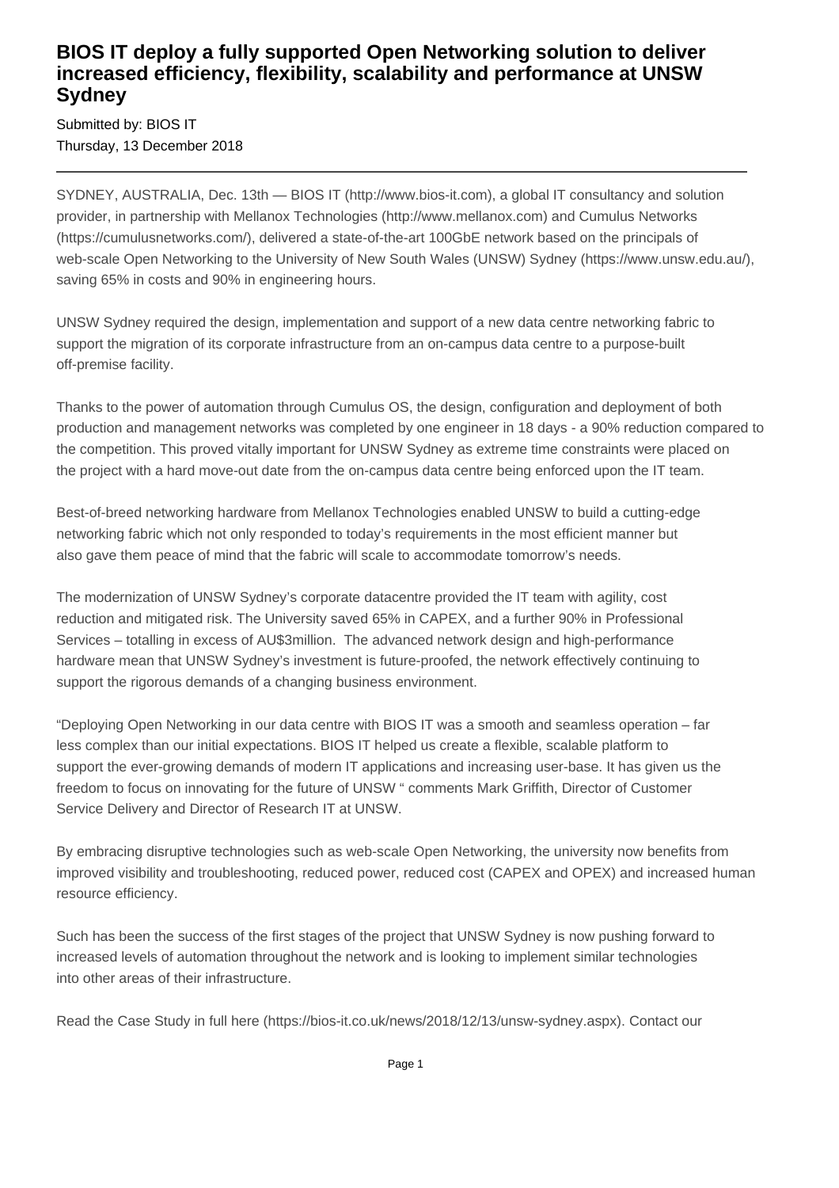# BIOS IT deploy a fully supported Open Networking solution to deliver increased efficiency, flexibility, scalability and performance at UNSW Sydney

Submitted by: BIOS IT
Thursday, 13 December 2018

---

SYDNEY, AUSTRALIA, Dec. 13th — BIOS IT (http://www.bios-it.com), a global IT consultancy and solution provider, in partnership with Mellanox Technologies (http://www.mellanox.com) and Cumulus Networks (https://cumulusnetworks.com/), delivered a state-of-the-art 100GbE network based on the principals of web-scale Open Networking to the University of New South Wales (UNSW) Sydney (https://www.unsw.edu.au/), saving 65% in costs and 90% in engineering hours.

UNSW Sydney required the design, implementation and support of a new data centre networking fabric to support the migration of its corporate infrastructure from an on-campus data centre to a purpose-built off-premise facility.

Thanks to the power of automation through Cumulus OS, the design, configuration and deployment of both production and management networks was completed by one engineer in 18 days - a 90% reduction compared to the competition. This proved vitally important for UNSW Sydney as extreme time constraints were placed on the project with a hard move-out date from the on-campus data centre being enforced upon the IT team.

Best-of-breed networking hardware from Mellanox Technologies enabled UNSW to build a cutting-edge networking fabric which not only responded to today's requirements in the most efficient manner but also gave them peace of mind that the fabric will scale to accommodate tomorrow's needs.

The modernization of UNSW Sydney's corporate datacentre provided the IT team with agility, cost reduction and mitigated risk. The University saved 65% in CAPEX, and a further 90% in Professional Services – totalling in excess of AU$3million. The advanced network design and high-performance hardware mean that UNSW Sydney's investment is future-proofed, the network effectively continuing to support the rigorous demands of a changing business environment.

"Deploying Open Networking in our data centre with BIOS IT was a smooth and seamless operation – far less complex than our initial expectations. BIOS IT helped us create a flexible, scalable platform to support the ever-growing demands of modern IT applications and increasing user-base. It has given us the freedom to focus on innovating for the future of UNSW " comments Mark Griffith, Director of Customer Service Delivery and Director of Research IT at UNSW.

By embracing disruptive technologies such as web-scale Open Networking, the university now benefits from improved visibility and troubleshooting, reduced power, reduced cost (CAPEX and OPEX) and increased human resource efficiency.

Such has been the success of the first stages of the project that UNSW Sydney is now pushing forward to increased levels of automation throughout the network and is looking to implement similar technologies into other areas of their infrastructure.

Read the Case Study in full here (https://bios-it.co.uk/news/2018/12/13/unsw-sydney.aspx). Contact our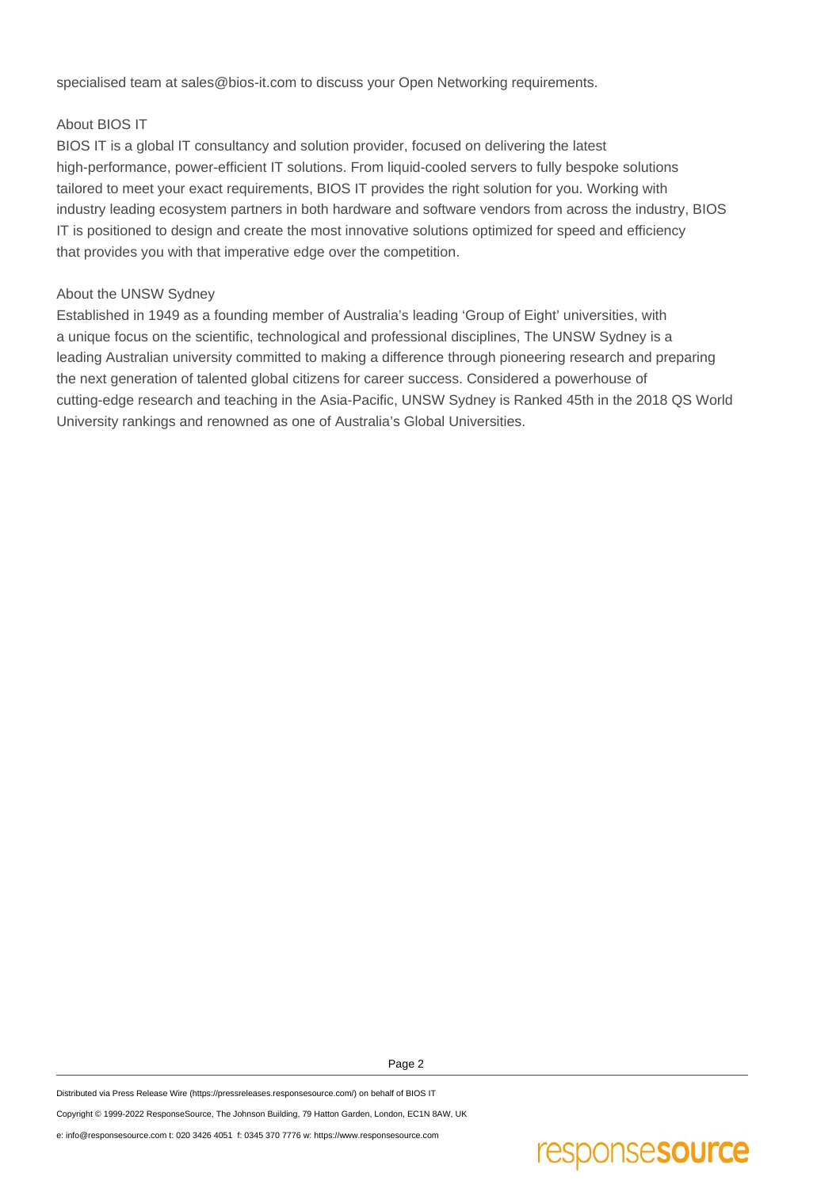specialised team at sales@bios-it.com to discuss your Open Networking requirements.

## About BIOS IT

BIOS IT is a global IT consultancy and solution provider, focused on delivering the latest high-performance, power-efficient IT solutions. From liquid-cooled servers to fully bespoke solutions tailored to meet your exact requirements, BIOS IT provides the right solution for you. Working with industry leading ecosystem partners in both hardware and software vendors from across the industry, BIOS IT is positioned to design and create the most innovative solutions optimized for speed and efficiency that provides you with that imperative edge over the competition.

## About the UNSW Sydney

Established in 1949 as a founding member of Australia's leading 'Group of Eight' universities, with a unique focus on the scientific, technological and professional disciplines, The UNSW Sydney is a leading Australian university committed to making a difference through pioneering research and preparing the next generation of talented global citizens for career success. Considered a powerhouse of cutting-edge research and teaching in the Asia-Pacific, UNSW Sydney is Ranked 45th in the 2018 QS World University rankings and renowned as one of Australia's Global Universities.

Distributed via Press Release Wire (https://pressreleases.responsesource.com/) on behalf of BIOS IT

Copyright © 1999-2022 ResponseSource, The Johnson Building, 79 Hatton Garden, London, EC1N 8AW, UK

e: info@responsesource.com t: 020 3426 4051 f: 0345 370 7776 w: https://www.responsesource.com

responsesource